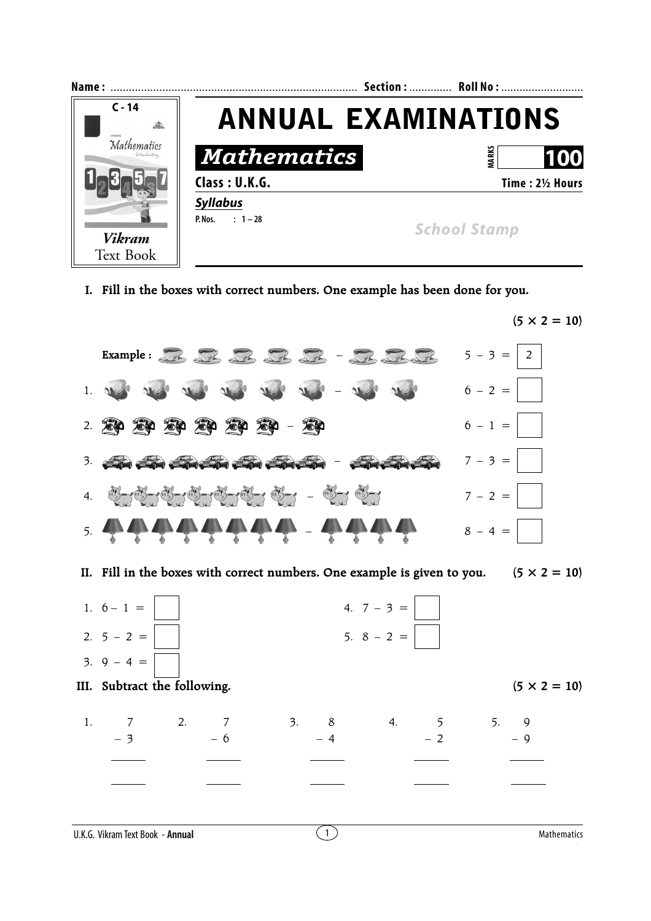Name : ................................................................................ Section : ............. Roll No : ..........................

C - 14

*Vikram* Text Book

# ANNUAL EXAMINATIONS

## *Mathematics*

MARKS 100

**Class : U.K.G.** **Time : 2½ Hours**

***Syllabus***

**P. Nos. : 1 – 28**

*School Stamp*

**I. Fill in the boxes with correct numbers. One example has been done for you.** **(5 × 2 = 10)**

Example : $5 - 3 = $ 2

1. $6 - 2 = $ ☐
2. $6 - 1 = $ ☐
3. $7 - 3 = $ ☐
4. $7 - 2 = $ ☐
5. $8 - 4 = $ ☐

**II. Fill in the boxes with correct numbers. One example is given to you.** **(5 × 2 = 10)**

1. $6 - 1 = $ ☐
2. $5 - 2 = $ ☐
3. $9 - 4 = $ ☐
4. $7 - 3 = $ ☐
5. $8 - 2 = $ ☐

**III. Subtract the following.** **(5 × 2 = 10)**

1. $7 - 3 =$ ______
2. $7 - 6 =$ ______
3. $8 - 4 =$ ______
4. $5 - 2 =$ ______
5. $9 - 9 =$ ______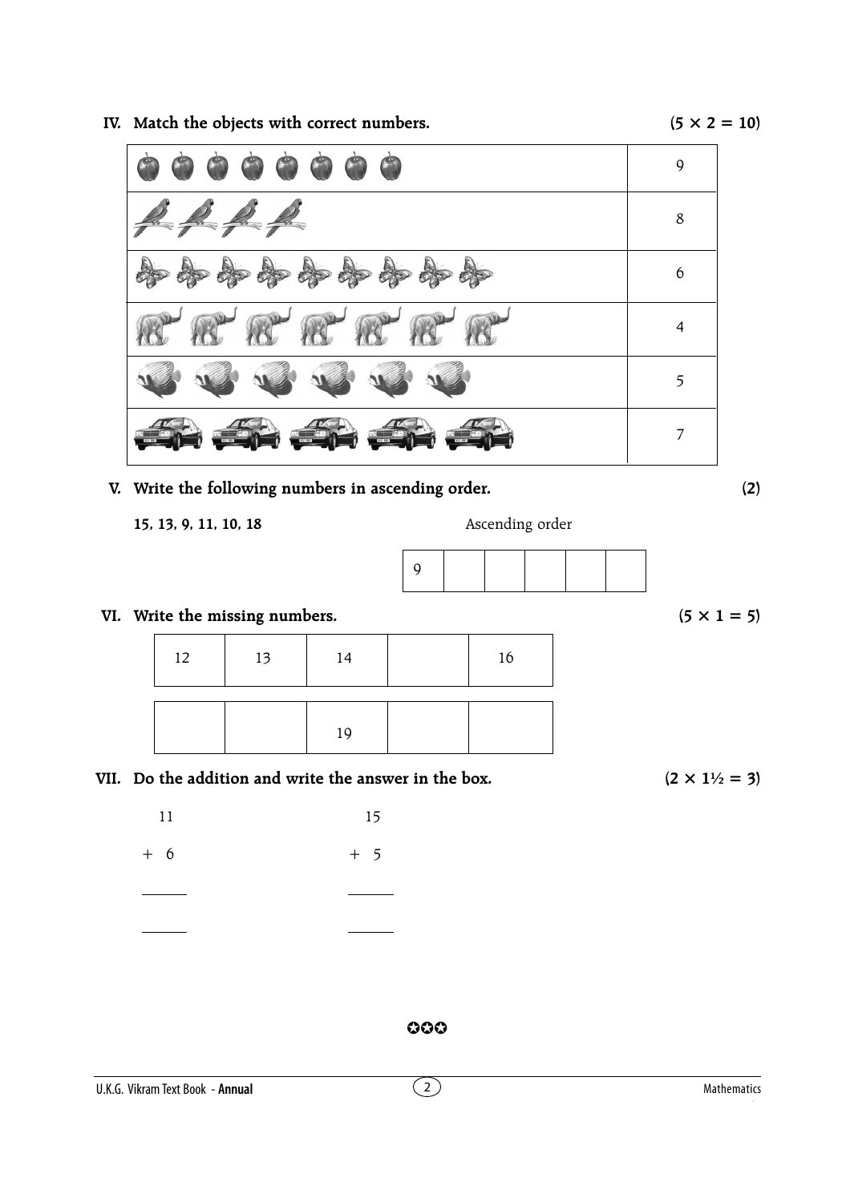**IV. Match the objects with correct numbers.** **(5 × 2 = 10)**

| | |
|---|---|
| | 9 |
| | 8 |
| | 6 |
| | 4 |
| | 5 |
| | 7 |

**V. Write the following numbers in ascending order.** **(2)**

**15, 13, 9, 11, 10, 18**

Ascending order

| | | | | | |
|---|---|---|---|---|---|
| 9 | | | | | |

**VI. Write the missing numbers.** **(5 × 1 = 5)**

| | | | | |
|---|---|---|---|---|
| 12 | 13 | 14 | | 16 |

| | | | | |
|---|---|---|---|---|
| | | 19 | | |

**VII. Do the addition and write the answer in the box.** **(2 × 1½ = 3)**

```
  11          15
+  6        +  5
_____       _____

_____       _____
```

✪✪✪